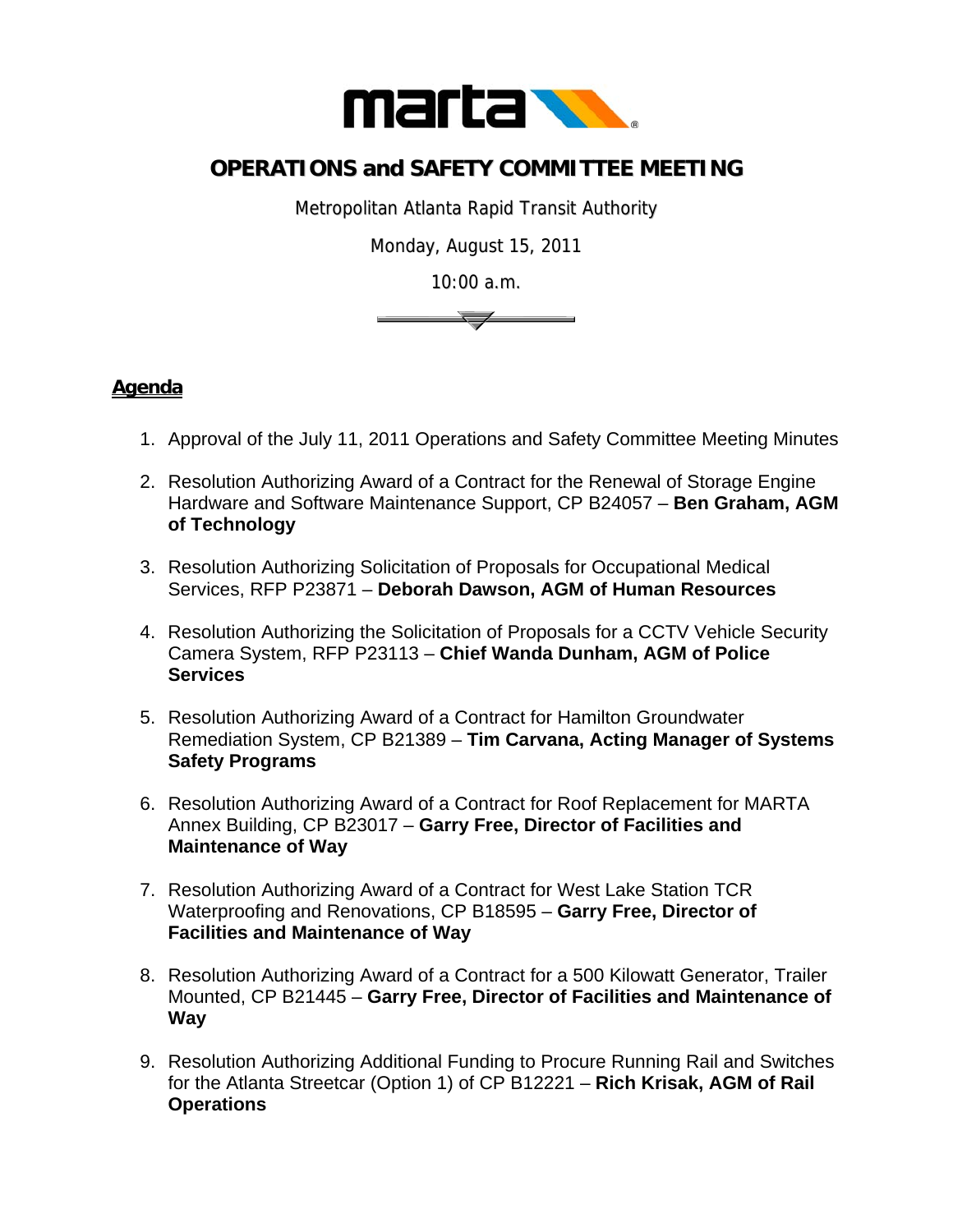# OPERATIONS and SAFETY COMMITTEE MEETING

Metropolitan Atlanta Rapid Transit Authority

Monday, August 15, 2011

10:00 a.m.

## Agenda

1. Approval of the July 11, 2011 Operations and Safety Committee Meeting Minutes
2. Resolution Authorizing Award of a Contract for the Renewal of Storage Engine Hardware and Software Maintenance Support, CP B24057 – **Ben Graham, AGM of Technology**
3. Resolution Authorizing Solicitation of Proposals for Occupational Medical Services, RFP P23871 – **Deborah Dawson, AGM of Human Resources**
4. Resolution Authorizing the Solicitation of Proposals for a CCTV Vehicle Security Camera System, RFP P23113 – **Chief Wanda Dunham, AGM of Police Services**
5. Resolution Authorizing Award of a Contract for Hamilton Groundwater Remediation System, CP B21389 – **Tim Carvana, Acting Manager of Systems Safety Programs**
6. Resolution Authorizing Award of a Contract for Roof Replacement for MARTA Annex Building, CP B23017 – **Garry Free, Director of Facilities and Maintenance of Way**
7. Resolution Authorizing Award of a Contract for West Lake Station TCR Waterproofing and Renovations, CP B18595 – **Garry Free, Director of Facilities and Maintenance of Way**
8. Resolution Authorizing Award of a Contract for a 500 Kilowatt Generator, Trailer Mounted, CP B21445 – **Garry Free, Director of Facilities and Maintenance of Way**
9. Resolution Authorizing Additional Funding to Procure Running Rail and Switches for the Atlanta Streetcar (Option 1) of CP B12221 – **Rich Krisak, AGM of Rail Operations**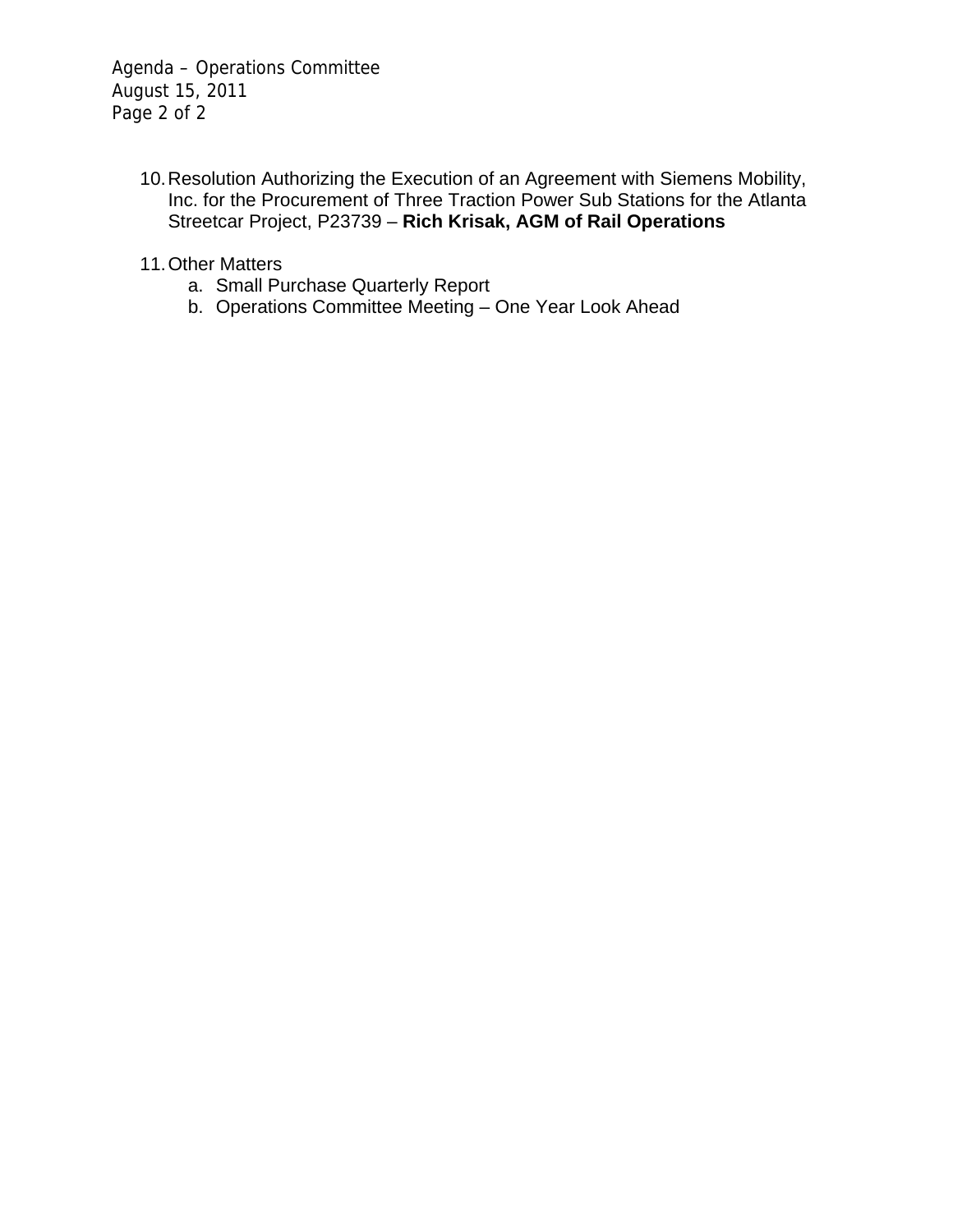10. Resolution Authorizing the Execution of an Agreement with Siemens Mobility, Inc. for the Procurement of Three Traction Power Sub Stations for the Atlanta Streetcar Project, P23739 – **Rich Krisak, AGM of Rail Operations**

11. Other Matters
    a. Small Purchase Quarterly Report
    b. Operations Committee Meeting – One Year Look Ahead